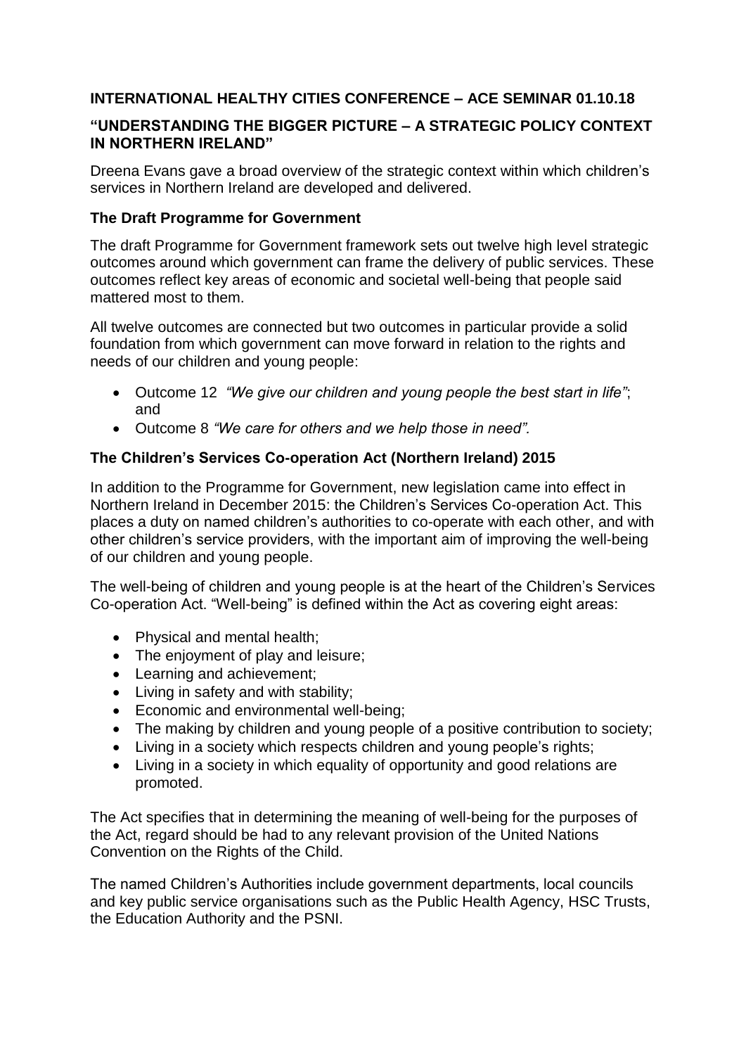## INTERNATIONAL HEALTHY CITIES CONFERENCE – ACE SEMINAR 01.10.18

## "UNDERSTANDING THE BIGGER PICTURE – A STRATEGIC POLICY CONTEXT IN NORTHERN IRELAND"

Dreena Evans gave a broad overview of the strategic context within which children's services in Northern Ireland are developed and delivered.

### The Draft Programme for Government

The draft Programme for Government framework sets out twelve high level strategic outcomes around which government can frame the delivery of public services. These outcomes reflect key areas of economic and societal well-being that people said mattered most to them.

All twelve outcomes are connected but two outcomes in particular provide a solid foundation from which government can move forward in relation to the rights and needs of our children and young people:

- Outcome 12 *"We give our children and young people the best start in life"*; and
- Outcome 8 *"We care for others and we help those in need".*

### The Children's Services Co-operation Act (Northern Ireland) 2015

In addition to the Programme for Government, new legislation came into effect in Northern Ireland in December 2015: the Children's Services Co-operation Act. This places a duty on named children's authorities to co-operate with each other, and with other children's service providers, with the important aim of improving the well-being of our children and young people.

The well-being of children and young people is at the heart of the Children's Services Co-operation Act. "Well-being" is defined within the Act as covering eight areas:

- Physical and mental health;
- The enjoyment of play and leisure;
- Learning and achievement;
- Living in safety and with stability;
- Economic and environmental well-being;
- The making by children and young people of a positive contribution to society;
- Living in a society which respects children and young people's rights;
- Living in a society in which equality of opportunity and good relations are promoted.

The Act specifies that in determining the meaning of well-being for the purposes of the Act, regard should be had to any relevant provision of the United Nations Convention on the Rights of the Child.

The named Children's Authorities include government departments, local councils and key public service organisations such as the Public Health Agency, HSC Trusts, the Education Authority and the PSNI.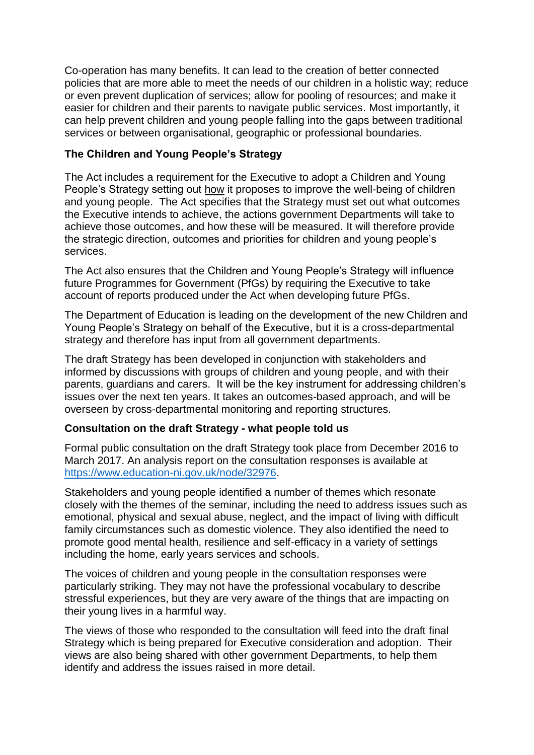Co-operation has many benefits. It can lead to the creation of better connected policies that are more able to meet the needs of our children in a holistic way; reduce or even prevent duplication of services; allow for pooling of resources; and make it easier for children and their parents to navigate public services. Most importantly, it can help prevent children and young people falling into the gaps between traditional services or between organisational, geographic or professional boundaries.

**The Children and Young People's Strategy**

The Act includes a requirement for the Executive to adopt a Children and Young People's Strategy setting out how it proposes to improve the well-being of children and young people. The Act specifies that the Strategy must set out what outcomes the Executive intends to achieve, the actions government Departments will take to achieve those outcomes, and how these will be measured. It will therefore provide the strategic direction, outcomes and priorities for children and young people's services.

The Act also ensures that the Children and Young People's Strategy will influence future Programmes for Government (PfGs) by requiring the Executive to take account of reports produced under the Act when developing future PfGs.

The Department of Education is leading on the development of the new Children and Young People's Strategy on behalf of the Executive, but it is a cross-departmental strategy and therefore has input from all government departments.

The draft Strategy has been developed in conjunction with stakeholders and informed by discussions with groups of children and young people, and with their parents, guardians and carers. It will be the key instrument for addressing children's issues over the next ten years. It takes an outcomes-based approach, and will be overseen by cross-departmental monitoring and reporting structures.

**Consultation on the draft Strategy - what people told us**

Formal public consultation on the draft Strategy took place from December 2016 to March 2017. An analysis report on the consultation responses is available at https://www.education-ni.gov.uk/node/32976.

Stakeholders and young people identified a number of themes which resonate closely with the themes of the seminar, including the need to address issues such as emotional, physical and sexual abuse, neglect, and the impact of living with difficult family circumstances such as domestic violence. They also identified the need to promote good mental health, resilience and self-efficacy in a variety of settings including the home, early years services and schools.

The voices of children and young people in the consultation responses were particularly striking. They may not have the professional vocabulary to describe stressful experiences, but they are very aware of the things that are impacting on their young lives in a harmful way.

The views of those who responded to the consultation will feed into the draft final Strategy which is being prepared for Executive consideration and adoption. Their views are also being shared with other government Departments, to help them identify and address the issues raised in more detail.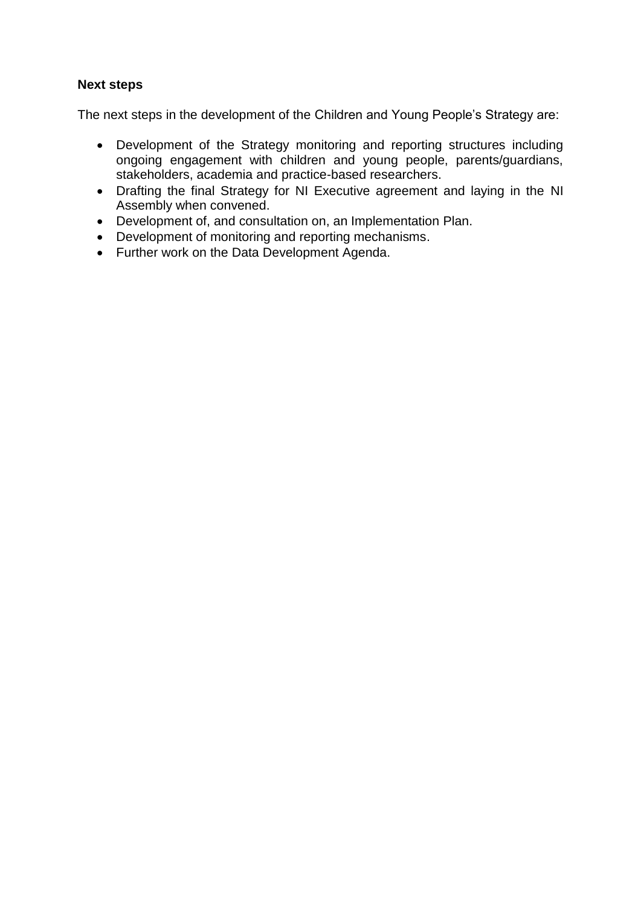**Next steps**

The next steps in the development of the Children and Young People's Strategy are:

- Development of the Strategy monitoring and reporting structures including ongoing engagement with children and young people, parents/guardians, stakeholders, academia and practice-based researchers.
- Drafting the final Strategy for NI Executive agreement and laying in the NI Assembly when convened.
- Development of, and consultation on, an Implementation Plan.
- Development of monitoring and reporting mechanisms.
- Further work on the Data Development Agenda.